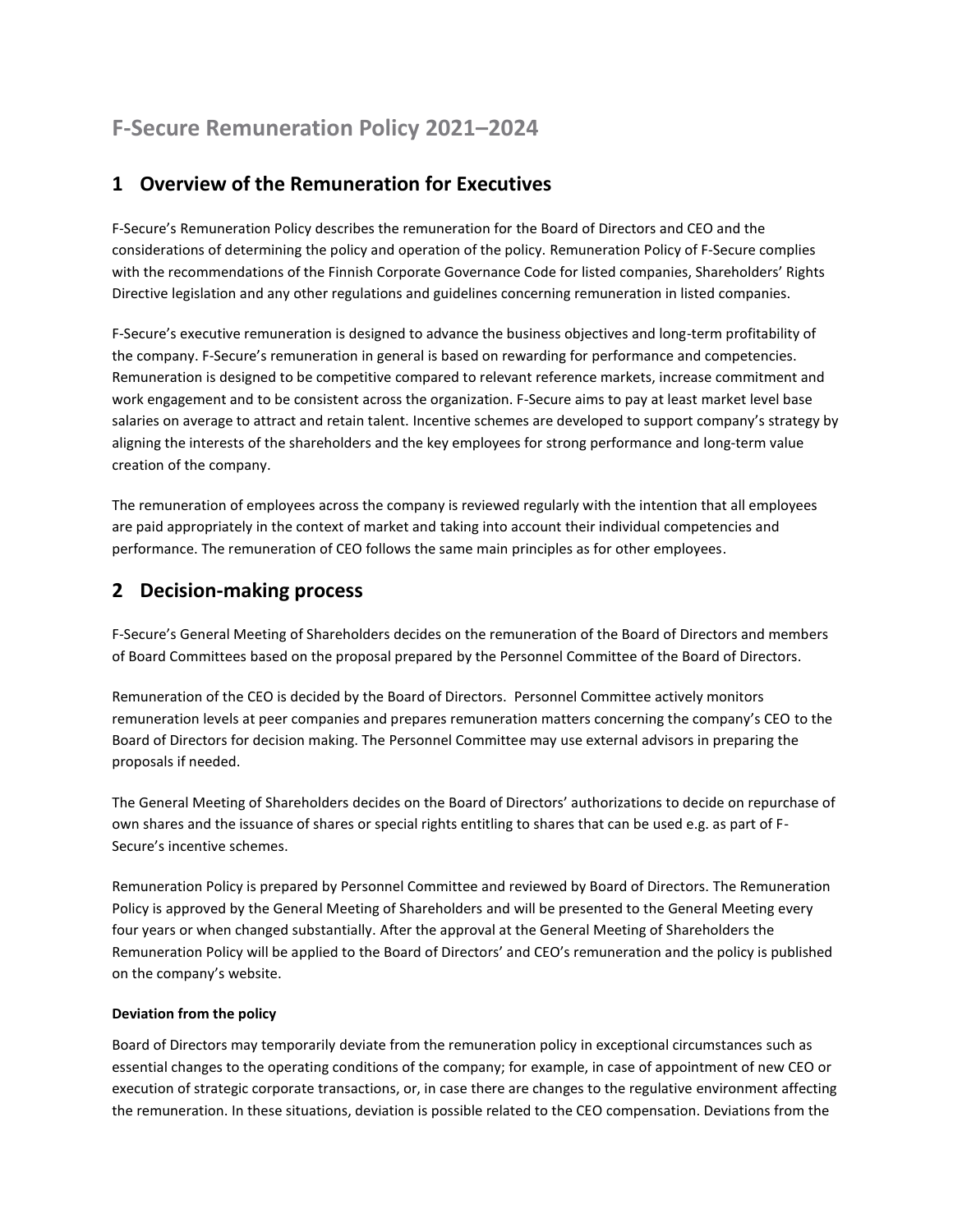# F-Secure Remuneration Policy 2021–2024

## 1 Overview of the Remuneration for Executives

F-Secure's Remuneration Policy describes the remuneration for the Board of Directors and CEO and the considerations of determining the policy and operation of the policy. Remuneration Policy of F-Secure complies with the recommendations of the Finnish Corporate Governance Code for listed companies, Shareholders' Rights Directive legislation and any other regulations and guidelines concerning remuneration in listed companies.

F-Secure's executive remuneration is designed to advance the business objectives and long-term profitability of the company. F-Secure's remuneration in general is based on rewarding for performance and competencies. Remuneration is designed to be competitive compared to relevant reference markets, increase commitment and work engagement and to be consistent across the organization. F-Secure aims to pay at least market level base salaries on average to attract and retain talent. Incentive schemes are developed to support company's strategy by aligning the interests of the shareholders and the key employees for strong performance and long-term value creation of the company.

The remuneration of employees across the company is reviewed regularly with the intention that all employees are paid appropriately in the context of market and taking into account their individual competencies and performance. The remuneration of CEO follows the same main principles as for other employees.

## 2 Decision-making process

F-Secure's General Meeting of Shareholders decides on the remuneration of the Board of Directors and members of Board Committees based on the proposal prepared by the Personnel Committee of the Board of Directors.

Remuneration of the CEO is decided by the Board of Directors. Personnel Committee actively monitors remuneration levels at peer companies and prepares remuneration matters concerning the company's CEO to the Board of Directors for decision making. The Personnel Committee may use external advisors in preparing the proposals if needed.

The General Meeting of Shareholders decides on the Board of Directors' authorizations to decide on repurchase of own shares and the issuance of shares or special rights entitling to shares that can be used e.g. as part of F-Secure's incentive schemes.

Remuneration Policy is prepared by Personnel Committee and reviewed by Board of Directors. The Remuneration Policy is approved by the General Meeting of Shareholders and will be presented to the General Meeting every four years or when changed substantially. After the approval at the General Meeting of Shareholders the Remuneration Policy will be applied to the Board of Directors' and CEO's remuneration and the policy is published on the company's website.

**Deviation from the policy**

Board of Directors may temporarily deviate from the remuneration policy in exceptional circumstances such as essential changes to the operating conditions of the company; for example, in case of appointment of new CEO or execution of strategic corporate transactions, or, in case there are changes to the regulative environment affecting the remuneration. In these situations, deviation is possible related to the CEO compensation. Deviations from the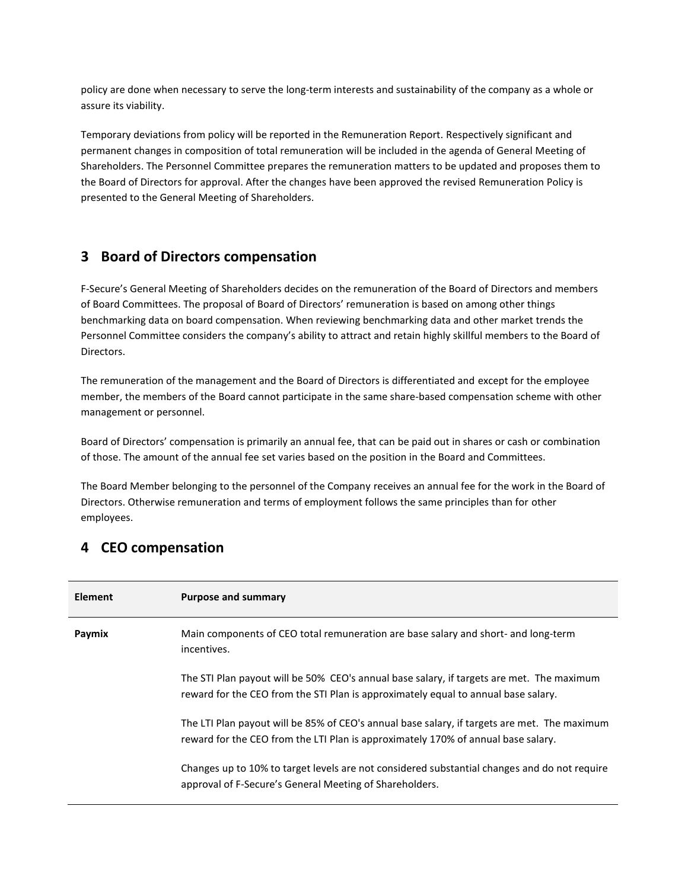policy are done when necessary to serve the long-term interests and sustainability of the company as a whole or assure its viability.

Temporary deviations from policy will be reported in the Remuneration Report. Respectively significant and permanent changes in composition of total remuneration will be included in the agenda of General Meeting of Shareholders. The Personnel Committee prepares the remuneration matters to be updated and proposes them to the Board of Directors for approval. After the changes have been approved the revised Remuneration Policy is presented to the General Meeting of Shareholders.

## 3 Board of Directors compensation

F-Secure's General Meeting of Shareholders decides on the remuneration of the Board of Directors and members of Board Committees. The proposal of Board of Directors' remuneration is based on among other things benchmarking data on board compensation. When reviewing benchmarking data and other market trends the Personnel Committee considers the company's ability to attract and retain highly skillful members to the Board of Directors.

The remuneration of the management and the Board of Directors is differentiated and except for the employee member, the members of the Board cannot participate in the same share-based compensation scheme with other management or personnel.

Board of Directors' compensation is primarily an annual fee, that can be paid out in shares or cash or combination of those. The amount of the annual fee set varies based on the position in the Board and Committees.

The Board Member belonging to the personnel of the Company receives an annual fee for the work in the Board of Directors. Otherwise remuneration and terms of employment follows the same principles than for other employees.

## 4 CEO compensation

| Element | Purpose and summary |
|---|---|
| **Paymix** | Main components of CEO total remuneration are base salary and short- and long-term incentives.<br><br>The STI Plan payout will be 50% CEO's annual base salary, if targets are met. The maximum reward for the CEO from the STI Plan is approximately equal to annual base salary.<br><br>The LTI Plan payout will be 85% of CEO's annual base salary, if targets are met. The maximum reward for the CEO from the LTI Plan is approximately 170% of annual base salary.<br><br>Changes up to 10% to target levels are not considered substantial changes and do not require approval of F-Secure's General Meeting of Shareholders. |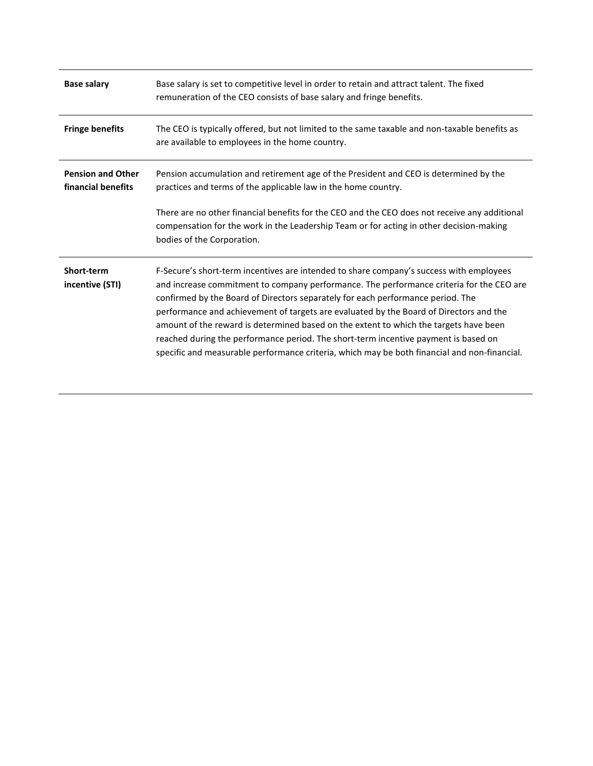| | |
|---|---|
| **Base salary** | Base salary is set to competitive level in order to retain and attract talent. The fixed remuneration of the CEO consists of base salary and fringe benefits. |
| **Fringe benefits** | The CEO is typically offered, but not limited to the same taxable and non-taxable benefits as are available to employees in the home country. |
| **Pension and Other financial benefits** | Pension accumulation and retirement age of the President and CEO is determined by the practices and terms of the applicable law in the home country.<br><br>There are no other financial benefits for the CEO and the CEO does not receive any additional compensation for the work in the Leadership Team or for acting in other decision-making bodies of the Corporation. |
| **Short-term incentive (STI)** | F-Secure's short-term incentives are intended to share company's success with employees and increase commitment to company performance. The performance criteria for the CEO are confirmed by the Board of Directors separately for each performance period. The performance and achievement of targets are evaluated by the Board of Directors and the amount of the reward is determined based on the extent to which the targets have been reached during the performance period. The short-term incentive payment is based on specific and measurable performance criteria, which may be both financial and non-financial. |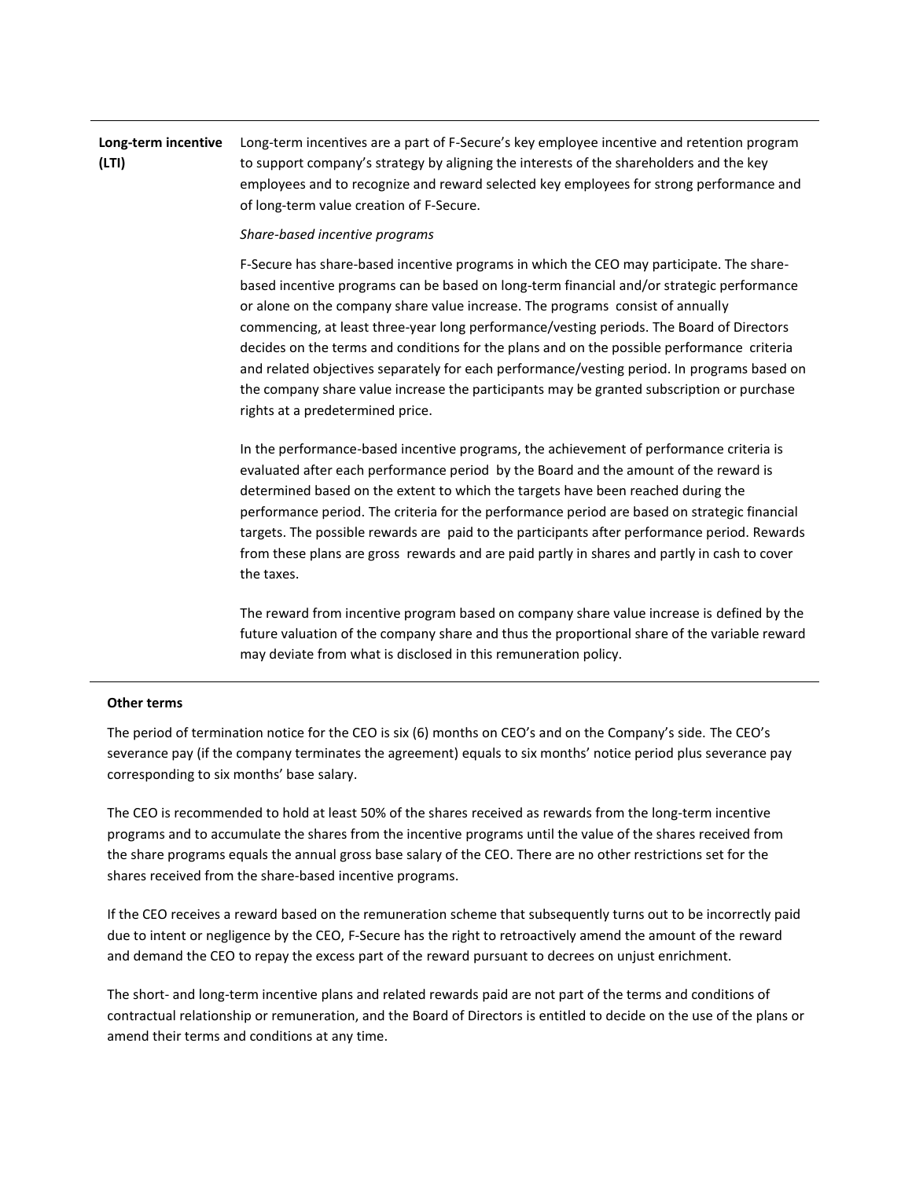| | |
|---|---|
| **Long-term incentive (LTI)** | Long-term incentives are a part of F-Secure's key employee incentive and retention program to support company's strategy by aligning the interests of the shareholders and the key employees and to recognize and reward selected key employees for strong performance and of long-term value creation of F-Secure.<br><br>*Share-based incentive programs*<br><br>F-Secure has share-based incentive programs in which the CEO may participate. The share-based incentive programs can be based on long-term financial and/or strategic performance or alone on the company share value increase. The programs consist of annually commencing, at least three-year long performance/vesting periods. The Board of Directors decides on the terms and conditions for the plans and on the possible performance criteria and related objectives separately for each performance/vesting period. In programs based on the company share value increase the participants may be granted subscription or purchase rights at a predetermined price.<br><br>In the performance-based incentive programs, the achievement of performance criteria is evaluated after each performance period by the Board and the amount of the reward is determined based on the extent to which the targets have been reached during the performance period. The criteria for the performance period are based on strategic financial targets. The possible rewards are paid to the participants after performance period. Rewards from these plans are gross rewards and are paid partly in shares and partly in cash to cover the taxes.<br><br>The reward from incentive program based on company share value increase is defined by the future valuation of the company share and thus the proportional share of the variable reward may deviate from what is disclosed in this remuneration policy. |

**Other terms**

The period of termination notice for the CEO is six (6) months on CEO's and on the Company's side. The CEO's severance pay (if the company terminates the agreement) equals to six months' notice period plus severance pay corresponding to six months' base salary.

The CEO is recommended to hold at least 50% of the shares received as rewards from the long-term incentive programs and to accumulate the shares from the incentive programs until the value of the shares received from the share programs equals the annual gross base salary of the CEO. There are no other restrictions set for the shares received from the share-based incentive programs.

If the CEO receives a reward based on the remuneration scheme that subsequently turns out to be incorrectly paid due to intent or negligence by the CEO, F-Secure has the right to retroactively amend the amount of the reward and demand the CEO to repay the excess part of the reward pursuant to decrees on unjust enrichment.

The short- and long-term incentive plans and related rewards paid are not part of the terms and conditions of contractual relationship or remuneration, and the Board of Directors is entitled to decide on the use of the plans or amend their terms and conditions at any time.